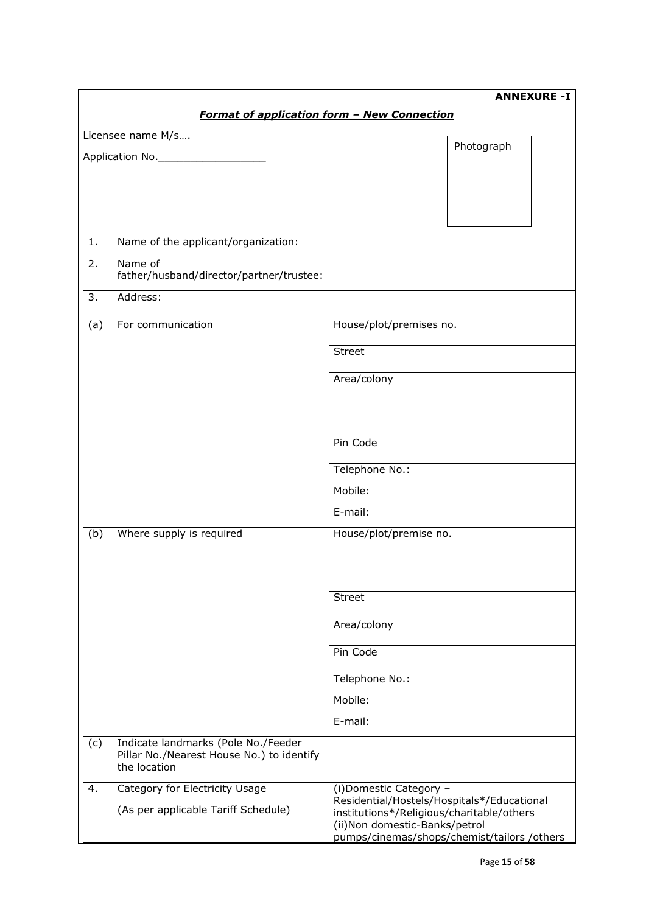**ANNEXURE -I**

***Format of application form – New Connection***

Licensee name M/s….

Application No.\_\_\_\_\_\_\_\_\_\_\_\_\_\_\_\_\_\_

Photograph

| | | |
|---|---|---|
| 1. | Name of the applicant/organization: | |
| 2. | Name of father/husband/director/partner/trustee: | |
| 3. | Address: | |
| (a) | For communication | House/plot/premises no. |
| | | Street |
| | | Area/colony |
| | | Pin Code |
| | | Telephone No.:<br>Mobile:<br>E-mail: |
| (b) | Where supply is required | House/plot/premise no. |
| | | Street |
| | | Area/colony |
| | | Pin Code |
| | | Telephone No.:<br>Mobile:<br>E-mail: |
| (c) | Indicate landmarks (Pole No./Feeder Pillar No./Nearest House No.) to identify the location | |
| 4. | Category for Electricity Usage<br>(As per applicable Tariff Schedule) | (i)Domestic Category – Residential/Hostels/Hospitals*/Educational institutions*/Religious/charitable/others<br>(ii)Non domestic-Banks/petrol pumps/cinemas/shops/chemist/tailors /others |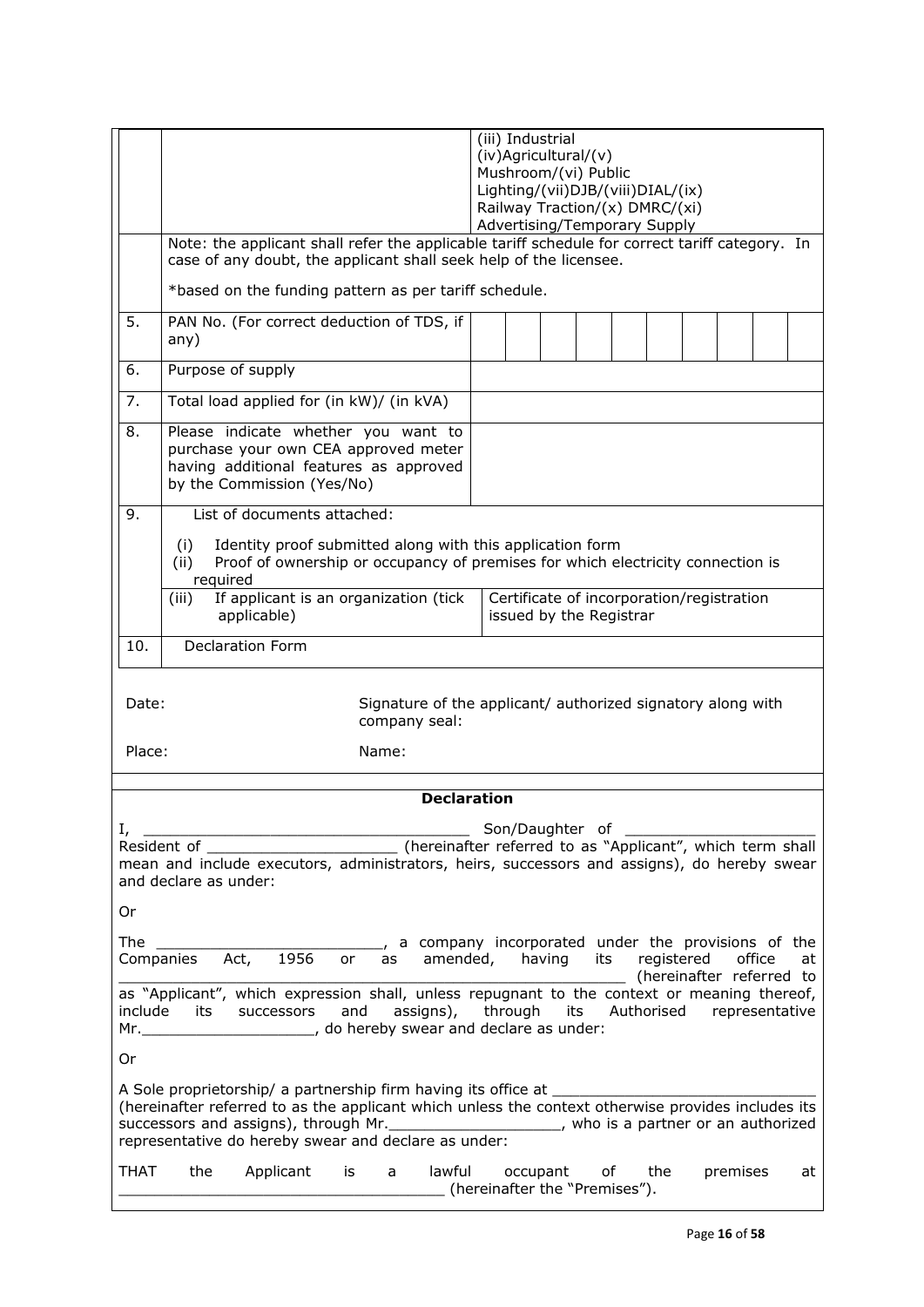| | | |
|---|---|---|
| | | (iii) Industrial (iv)Agricultural/(v) Mushroom/(vi) Public Lighting/(vii)DJB/(viii)DIAL/(ix) Railway Traction/(x) DMRC/(xi) Advertising/Temporary Supply |
| | Note: the applicant shall refer the applicable tariff schedule for correct tariff category. In case of any doubt, the applicant shall seek help of the licensee.<br><br>*based on the funding pattern as per tariff schedule. | |
| 5. | PAN No. (For correct deduction of TDS, if any) | |
| 6. | Purpose of supply | |
| 7. | Total load applied for (in kW)/ (in kVA) | |
| 8. | Please indicate whether you want to purchase your own CEA approved meter having additional features as approved by the Commission (Yes/No) | |
| 9. | List of documents attached:<br><br>(i) Identity proof submitted along with this application form<br>(ii) Proof of ownership or occupancy of premises for which electricity connection is required | |
| | (iii) If applicant is an organization (tick applicable) | Certificate of incorporation/registration issued by the Registrar |
| 10. | Declaration Form | |

Date: Signature of the applicant/ authorized signatory along with company seal:

Place: Name:

## Declaration

I, ___________________________________ Son/Daughter of _____________________ Resident of _____________________ (hereinafter referred to as "Applicant", which term shall mean and include executors, administrators, heirs, successors and assigns), do hereby swear and declare as under:

Or

The _________________________, a company incorporated under the provisions of the Companies Act, 1956 or as amended, having its registered office at _______________________________________________________ (hereinafter referred to as "Applicant", which expression shall, unless repugnant to the context or meaning thereof, include its successors and assigns), through its Authorised representative Mr.___________________, do hereby swear and declare as under:

Or

A Sole proprietorship/ a partnership firm having its office at _____________________________ (hereinafter referred to as the applicant which unless the context otherwise provides includes its successors and assigns), through Mr.___________________, who is a partner or an authorized representative do hereby swear and declare as under:

THAT the Applicant is a lawful occupant of the premises at ____________________________________ (hereinafter the "Premises").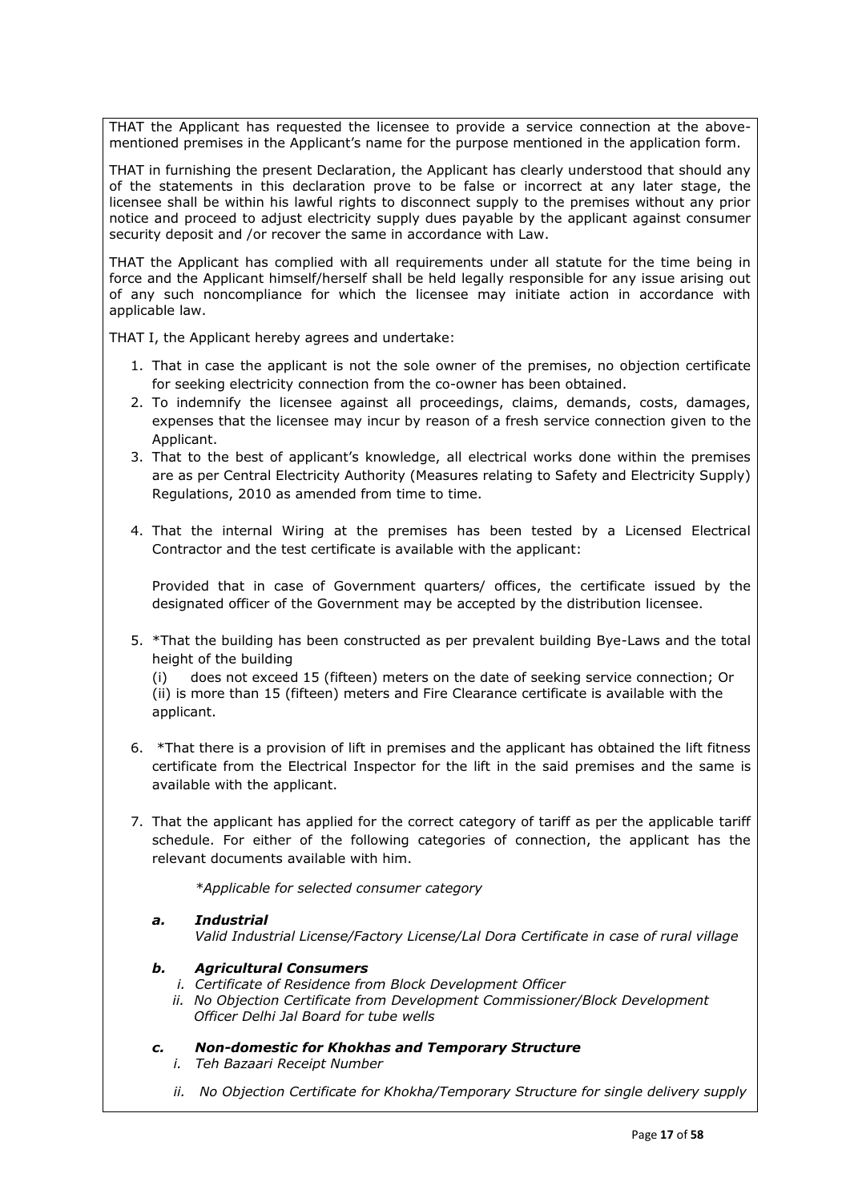THAT the Applicant has requested the licensee to provide a service connection at the above-mentioned premises in the Applicant's name for the purpose mentioned in the application form.

THAT in furnishing the present Declaration, the Applicant has clearly understood that should any of the statements in this declaration prove to be false or incorrect at any later stage, the licensee shall be within his lawful rights to disconnect supply to the premises without any prior notice and proceed to adjust electricity supply dues payable by the applicant against consumer security deposit and /or recover the same in accordance with Law.

THAT the Applicant has complied with all requirements under all statute for the time being in force and the Applicant himself/herself shall be held legally responsible for any issue arising out of any such noncompliance for which the licensee may initiate action in accordance with applicable law.

THAT I, the Applicant hereby agrees and undertake:

1. That in case the applicant is not the sole owner of the premises, no objection certificate for seeking electricity connection from the co-owner has been obtained.
2. To indemnify the licensee against all proceedings, claims, demands, costs, damages, expenses that the licensee may incur by reason of a fresh service connection given to the Applicant.
3. That to the best of applicant's knowledge, all electrical works done within the premises are as per Central Electricity Authority (Measures relating to Safety and Electricity Supply) Regulations, 2010 as amended from time to time.
4. That the internal Wiring at the premises has been tested by a Licensed Electrical Contractor and the test certificate is available with the applicant:

   Provided that in case of Government quarters/ offices, the certificate issued by the designated officer of the Government may be accepted by the distribution licensee.

5. *That the building has been constructed as per prevalent building Bye-Laws and the total height of the building
   (i) does not exceed 15 (fifteen) meters on the date of seeking service connection; Or
   (ii) is more than 15 (fifteen) meters and Fire Clearance certificate is available with the applicant.

6. *That there is a provision of lift in premises and the applicant has obtained the lift fitness certificate from the Electrical Inspector for the lift in the said premises and the same is available with the applicant.

7. That the applicant has applied for the correct category of tariff as per the applicable tariff schedule. For either of the following categories of connection, the applicant has the relevant documents available with him.

   *\*Applicable for selected consumer category*

   ***a. Industrial***
   *Valid Industrial License/Factory License/Lal Dora Certificate in case of rural village*

   ***b. Agricultural Consumers***
   1. *Certificate of Residence from Block Development Officer*
   2. *No Objection Certificate from Development Commissioner/Block Development Officer Delhi Jal Board for tube wells*

   ***c. Non-domestic for Khokhas and Temporary Structure***
   1. *Teh Bazaari Receipt Number*
   2. *No Objection Certificate for Khokha/Temporary Structure for single delivery supply*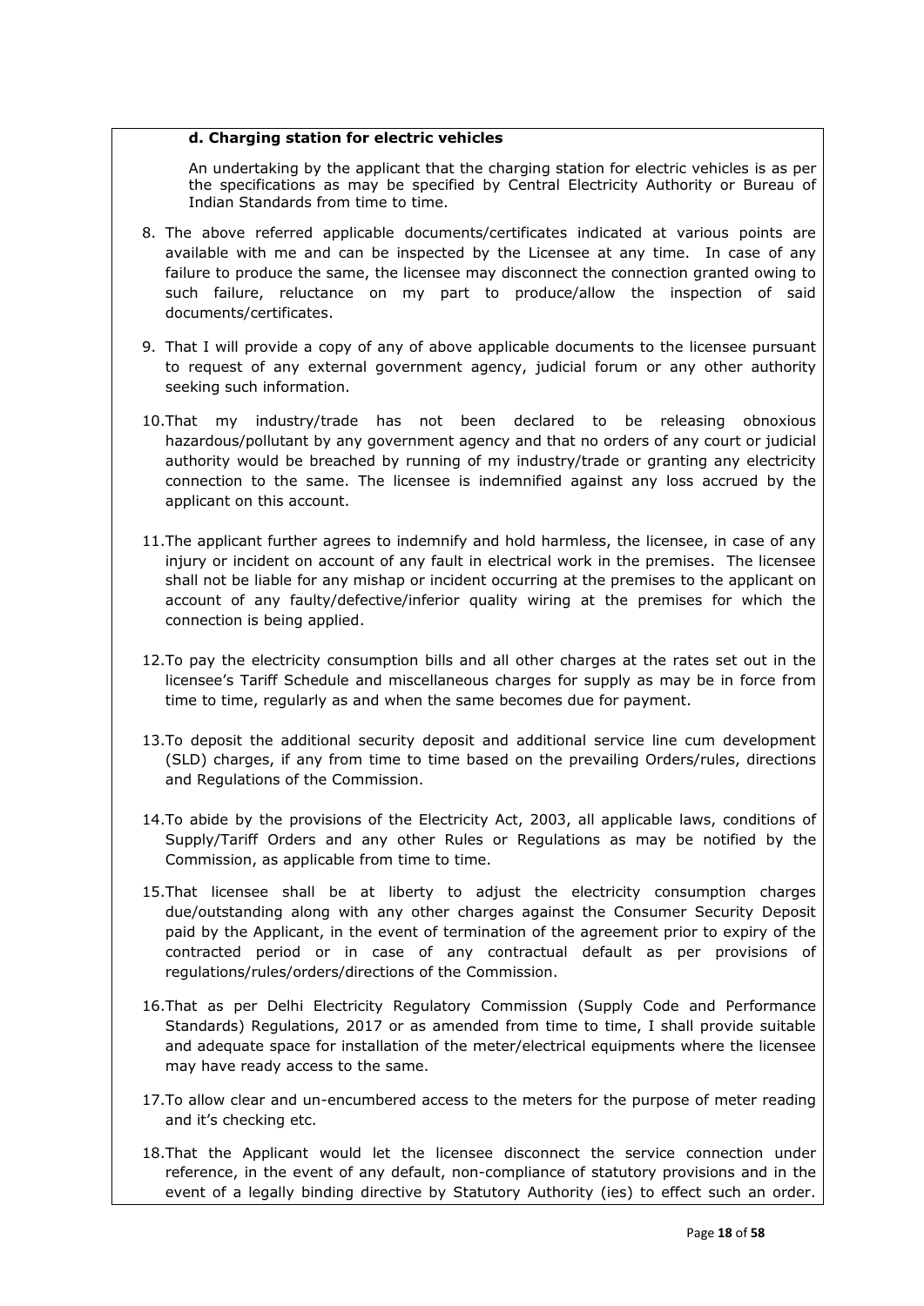**d. Charging station for electric vehicles**

An undertaking by the applicant that the charging station for electric vehicles is as per the specifications as may be specified by Central Electricity Authority or Bureau of Indian Standards from time to time.

8. The above referred applicable documents/certificates indicated at various points are available with me and can be inspected by the Licensee at any time. In case of any failure to produce the same, the licensee may disconnect the connection granted owing to such failure, reluctance on my part to produce/allow the inspection of said documents/certificates.

9. That I will provide a copy of any of above applicable documents to the licensee pursuant to request of any external government agency, judicial forum or any other authority seeking such information.

10. That my industry/trade has not been declared to be releasing obnoxious hazardous/pollutant by any government agency and that no orders of any court or judicial authority would be breached by running of my industry/trade or granting any electricity connection to the same. The licensee is indemnified against any loss accrued by the applicant on this account.

11. The applicant further agrees to indemnify and hold harmless, the licensee, in case of any injury or incident on account of any fault in electrical work in the premises. The licensee shall not be liable for any mishap or incident occurring at the premises to the applicant on account of any faulty/defective/inferior quality wiring at the premises for which the connection is being applied.

12. To pay the electricity consumption bills and all other charges at the rates set out in the licensee's Tariff Schedule and miscellaneous charges for supply as may be in force from time to time, regularly as and when the same becomes due for payment.

13. To deposit the additional security deposit and additional service line cum development (SLD) charges, if any from time to time based on the prevailing Orders/rules, directions and Regulations of the Commission.

14. To abide by the provisions of the Electricity Act, 2003, all applicable laws, conditions of Supply/Tariff Orders and any other Rules or Regulations as may be notified by the Commission, as applicable from time to time.

15. That licensee shall be at liberty to adjust the electricity consumption charges due/outstanding along with any other charges against the Consumer Security Deposit paid by the Applicant, in the event of termination of the agreement prior to expiry of the contracted period or in case of any contractual default as per provisions of regulations/rules/orders/directions of the Commission.

16. That as per Delhi Electricity Regulatory Commission (Supply Code and Performance Standards) Regulations, 2017 or as amended from time to time, I shall provide suitable and adequate space for installation of the meter/electrical equipments where the licensee may have ready access to the same.

17. To allow clear and un-encumbered access to the meters for the purpose of meter reading and it's checking etc.

18. That the Applicant would let the licensee disconnect the service connection under reference, in the event of any default, non-compliance of statutory provisions and in the event of a legally binding directive by Statutory Authority (ies) to effect such an order.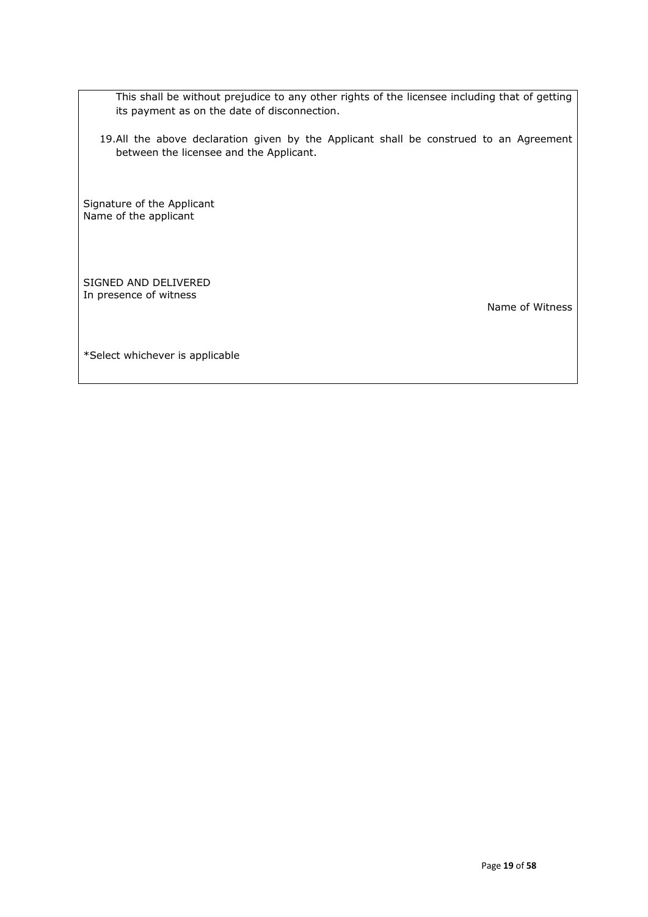This shall be without prejudice to any other rights of the licensee including that of getting its payment as on the date of disconnection.

19. All the above declaration given by the Applicant shall be construed to an Agreement between the licensee and the Applicant.

Signature of the Applicant
Name of the applicant

SIGNED AND DELIVERED
In presence of witness

Name of Witness

*Select whichever is applicable